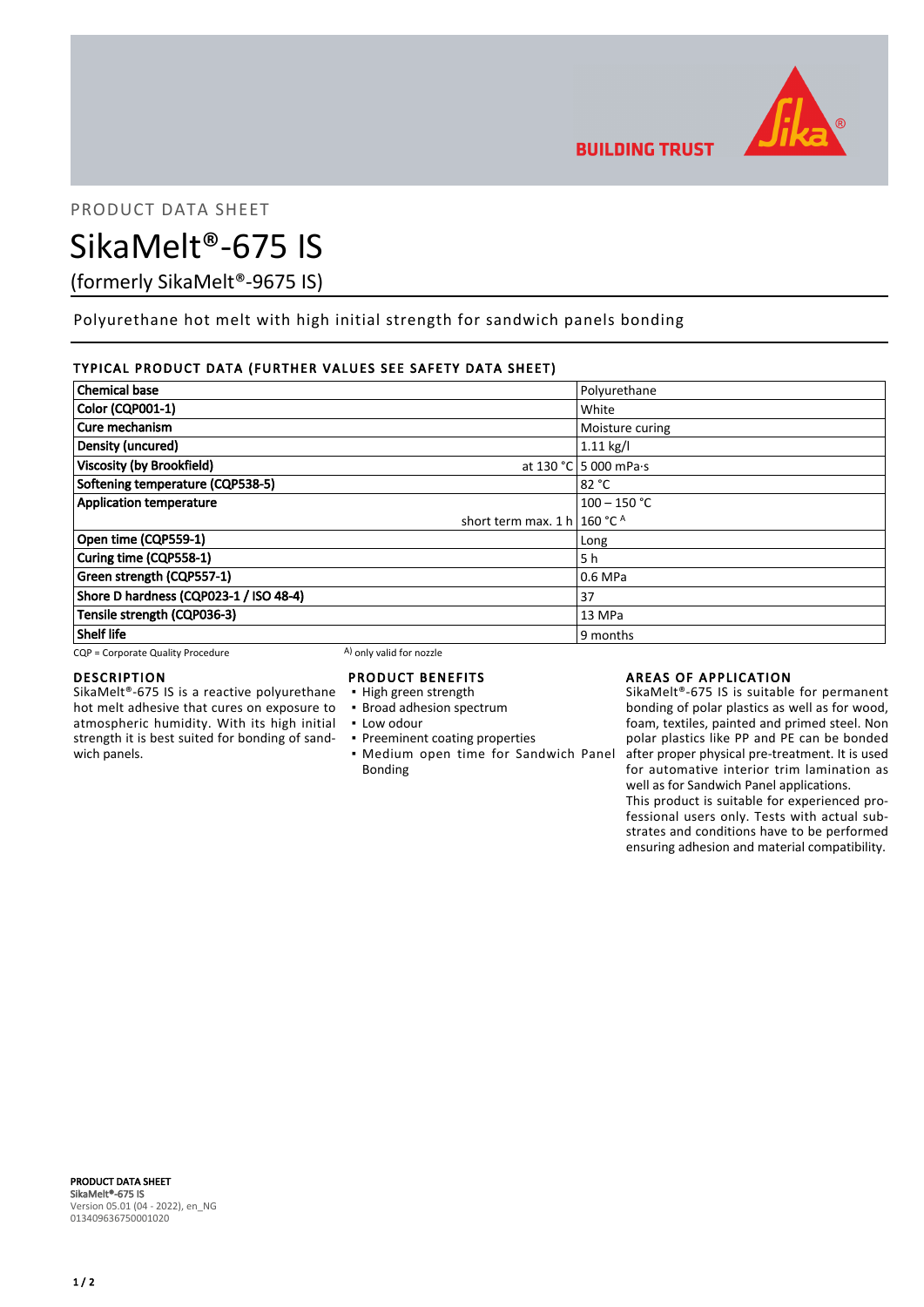PRODUCT DATA SHEET

# SikaMelt®-675 IS

(formerly SikaMelt®-9675 IS)

Polyurethane hot melt with high initial strength for sandwich panels bonding

## TYPICAL PRODUCT DATA (FURTHER VALUES SEE SAFETY DATA SHEET)

| Property | | Value |
|---|---|---|
| Chemical base | | Polyurethane |
| Color (CQP001-1) | | White |
| Cure mechanism | | Moisture curing |
| Density (uncured) | | 1.11 kg/l |
| Viscosity (by Brookfield) | at 130 °C | 5 000 mPa·s |
| Softening temperature (CQP538-5) | | 82 °C |
| Application temperature | | 100 – 150 °C |
| | short term max. 1 h | 160 °C [A] |
| Open time (CQP559-1) | | Long |
| Curing time (CQP558-1) | | 5 h |
| Green strength (CQP557-1) | | 0.6 MPa |
| Shore D hardness (CQP023-1 / ISO 48-4) | | 37 |
| Tensile strength (CQP036-3) | | 13 MPa |
| Shelf life | | 9 months |

CQP = Corporate Quality Procedure    [A] only valid for nozzle

## DESCRIPTION

SikaMelt®-675 IS is a reactive polyurethane hot melt adhesive that cures on exposure to atmospheric humidity. With its high initial strength it is best suited for bonding of sandwich panels.

## PRODUCT BENEFITS

- High green strength
- Broad adhesion spectrum
- Low odour
- Preeminent coating properties
- Medium open time for Sandwich Panel Bonding

## AREAS OF APPLICATION

SikaMelt®-675 IS is suitable for permanent bonding of polar plastics as well as for wood, foam, textiles, painted and primed steel. Non polar plastics like PP and PE can be bonded after proper physical pre-treatment. It is used for automative interior trim lamination as well as for Sandwich Panel applications.

This product is suitable for experienced professional users only. Tests with actual substrates and conditions have to be performed ensuring adhesion and material compatibility.

**PRODUCT DATA SHEET**
**SikaMelt®-675 IS**
Version 05.01 (04 - 2022), en_NG
013409636750001020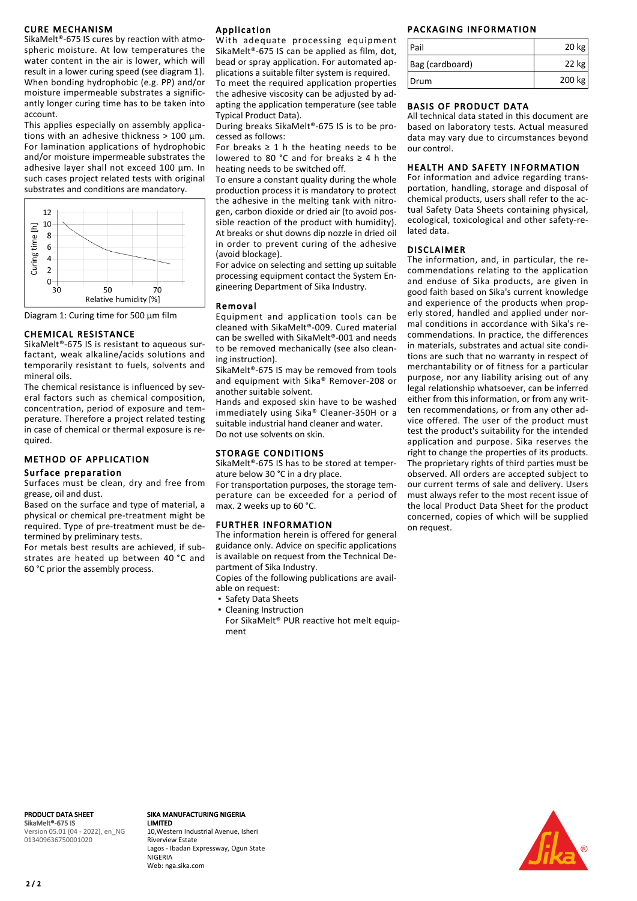## CURE MECHANISM

SikaMelt®-675 IS cures by reaction with atmospheric moisture. At low temperatures the water content in the air is lower, which will result in a lower curing speed (see diagram 1). When bonding hydrophobic (e.g. PP) and/or moisture impermeable substrates a significantly longer curing time has to be taken into account.

This applies especially on assembly applications with an adhesive thickness > 100 µm. For lamination applications of hydrophobic and/or moisture impermeable substrates the adhesive layer shall not exceed 100 µm. In such cases project related tests with original substrates and conditions are mandatory.

Curing time [h]
12
10
8
6
4
2
0
30
50
70
Relative humidity [%]

Diagram 1: Curing time for 500 µm film

## CHEMICAL RESISTANCE

SikaMelt®-675 IS is resistant to aqueous surfactant, weak alkaline/acids solutions and temporarily resistant to fuels, solvents and mineral oils.

The chemical resistance is influenced by several factors such as chemical composition, concentration, period of exposure and temperature. Therefore a project related testing in case of chemical or thermal exposure is required.

## METHOD OF APPLICATION

### Surface preparation

Surfaces must be clean, dry and free from grease, oil and dust.

Based on the surface and type of material, a physical or chemical pre-treatment might be required. Type of pre-treatment must be determined by preliminary tests.

For metals best results are achieved, if substrates are heated up between 40 °C and 60 °C prior the assembly process.

### Application

With adequate processing equipment SikaMelt®-675 IS can be applied as film, dot, bead or spray application. For automated applications a suitable filter system is required.

To meet the required application properties the adhesive viscosity can be adjusted by adapting the application temperature (see table Typical Product Data).

During breaks SikaMelt®-675 IS is to be processed as follows:

For breaks ≥ 1 h the heating needs to be lowered to 80 °C and for breaks ≥ 4 h the heating needs to be switched off.

To ensure a constant quality during the whole production process it is mandatory to protect the adhesive in the melting tank with nitrogen, carbon dioxide or dried air (to avoid possible reaction of the product with humidity). At breaks or shut downs dip nozzle in dried oil in order to prevent curing of the adhesive (avoid blockage).

For advice on selecting and setting up suitable processing equipment contact the System Engineering Department of Sika Industry.

### Removal

Equipment and application tools can be cleaned with SikaMelt®-009. Cured material can be swelled with SikaMelt®-001 and needs to be removed mechanically (see also cleaning instruction).

SikaMelt®-675 IS may be removed from tools and equipment with Sika® Remover-208 or another suitable solvent.

Hands and exposed skin have to be washed immediately using Sika® Cleaner-350H or a suitable industrial hand cleaner and water.

Do not use solvents on skin.

## STORAGE CONDITIONS

SikaMelt®-675 IS has to be stored at temperature below 30 °C in a dry place.

For transportation purposes, the storage temperature can be exceeded for a period of max. 2 weeks up to 60 °C.

## FURTHER INFORMATION

The information herein is offered for general guidance only. Advice on specific applications is available on request from the Technical Department of Sika Industry.

Copies of the following publications are available on request:

- Safety Data Sheets
- Cleaning Instruction
  For SikaMelt® PUR reactive hot melt equipment

## PACKAGING INFORMATION

| | |
|---|---|
| Pail | 20 kg |
| Bag (cardboard) | 22 kg |
| Drum | 200 kg |

## BASIS OF PRODUCT DATA

All technical data stated in this document are based on laboratory tests. Actual measured data may vary due to circumstances beyond our control.

## HEALTH AND SAFETY INFORMATION

For information and advice regarding transportation, handling, storage and disposal of chemical products, users shall refer to the actual Safety Data Sheets containing physical, ecological, toxicological and other safety-related data.

## DISCLAIMER

The information, and, in particular, the recommendations relating to the application and enduse of Sika products, are given in good faith based on Sika's current knowledge and experience of the products when properly stored, handled and applied under normal conditions in accordance with Sika's recommendations. In practice, the differences in materials, substrates and actual site conditions are such that no warranty in respect of merchantability or of fitness for a particular purpose, nor any liability arising out of any legal relationship whatsoever, can be inferred either from this information, or from any written recommendations, or from any other advice offered. The user of the product must test the product's suitability for the intended application and purpose. Sika reserves the right to change the properties of its products. The proprietary rights of third parties must be observed. All orders are accepted subject to our current terms of sale and delivery. Users must always refer to the most recent issue of the local Product Data Sheet for the product concerned, copies of which will be supplied on request.

**PRODUCT DATA SHEET**
**SikaMelt®-675 IS**
Version 05.01 (04 - 2022), en_NG
013409636750001020

**SIKA MANUFACTURING NIGERIA LIMITED**
10,Western Industrial Avenue, Isheri
Riverview Estate
Lagos - Ibadan Expressway, Ogun State
NIGERIA
Web: nga.sika.com